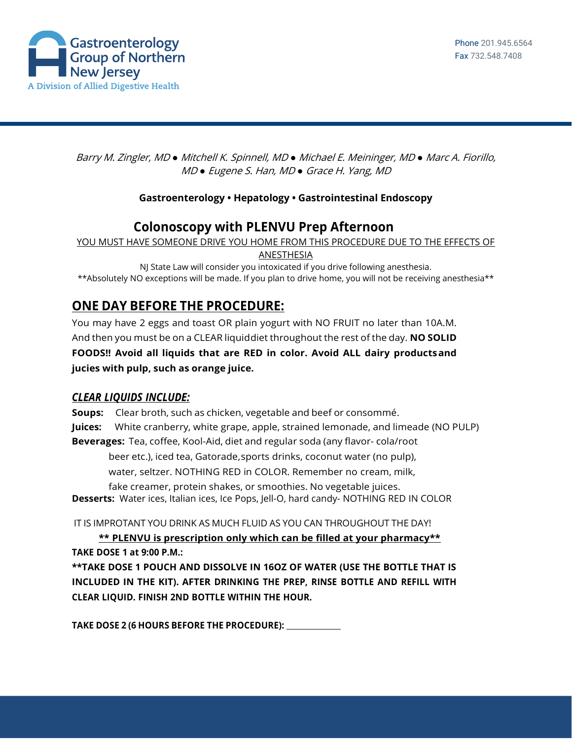Gastroenterology Group of Northern New Jersey
A Division of Allied Digestive Health

Phone 201.945.6564
Fax 732.548.7408

*Barry M. Zingler, MD ● Mitchell K. Spinnell, MD ● Michael E. Meininger, MD ● Marc A. Fiorillo, MD ● Eugene S. Han, MD ● Grace H. Yang, MD*

**Gastroenterology • Hepatology • Gastrointestinal Endoscopy**

# Colonoscopy with PLENVU Prep Afternoon

YOU MUST HAVE SOMEONE DRIVE YOU HOME FROM THIS PROCEDURE DUE TO THE EFFECTS OF ANESTHESIA

NJ State Law will consider you intoxicated if you drive following anesthesia.
**Absolutely NO exceptions will be made. If you plan to drive home, you will not be receiving anesthesia**

## ONE DAY BEFORE THE PROCEDURE:

You may have 2 eggs and toast OR plain yogurt with NO FRUIT no later than 10A.M. And then you must be on a CLEAR liquiddiet throughout the rest of the day. **NO SOLID FOODS!! Avoid all liquids that are RED in color. Avoid ALL dairy productsand jucies with pulp, such as orange juice.**

### *CLEAR LIQUIDS INCLUDE:*

**Soups:** Clear broth, such as chicken, vegetable and beef or consommé.
**Juices:** White cranberry, white grape, apple, strained lemonade, and limeade (NO PULP)
**Beverages:** Tea, coffee, Kool-Aid, diet and regular soda (any flavor- cola/root beer etc.), iced tea, Gatorade,sports drinks, coconut water (no pulp), water, seltzer. NOTHING RED in COLOR. Remember no cream, milk, fake creamer, protein shakes, or smoothies. No vegetable juices.
**Desserts:** Water ices, Italian ices, Ice Pops, Jell-O, hard candy- NOTHING RED IN COLOR

IT IS IMPROTANT YOU DRINK AS MUCH FLUID AS YOU CAN THROUGHOUT THE DAY!

**** PLENVU is prescription only which can be filled at your pharmacy****

**TAKE DOSE 1 at 9:00 P.M.:**
****TAKE DOSE 1 POUCH AND DISSOLVE IN 16OZ OF WATER (USE THE BOTTLE THAT IS INCLUDED IN THE KIT). AFTER DRINKING THE PREP, RINSE BOTTLE AND REFILL WITH CLEAR LIQUID. FINISH 2ND BOTTLE WITHIN THE HOUR.**

**TAKE DOSE 2 (6 HOURS BEFORE THE PROCEDURE):** ____________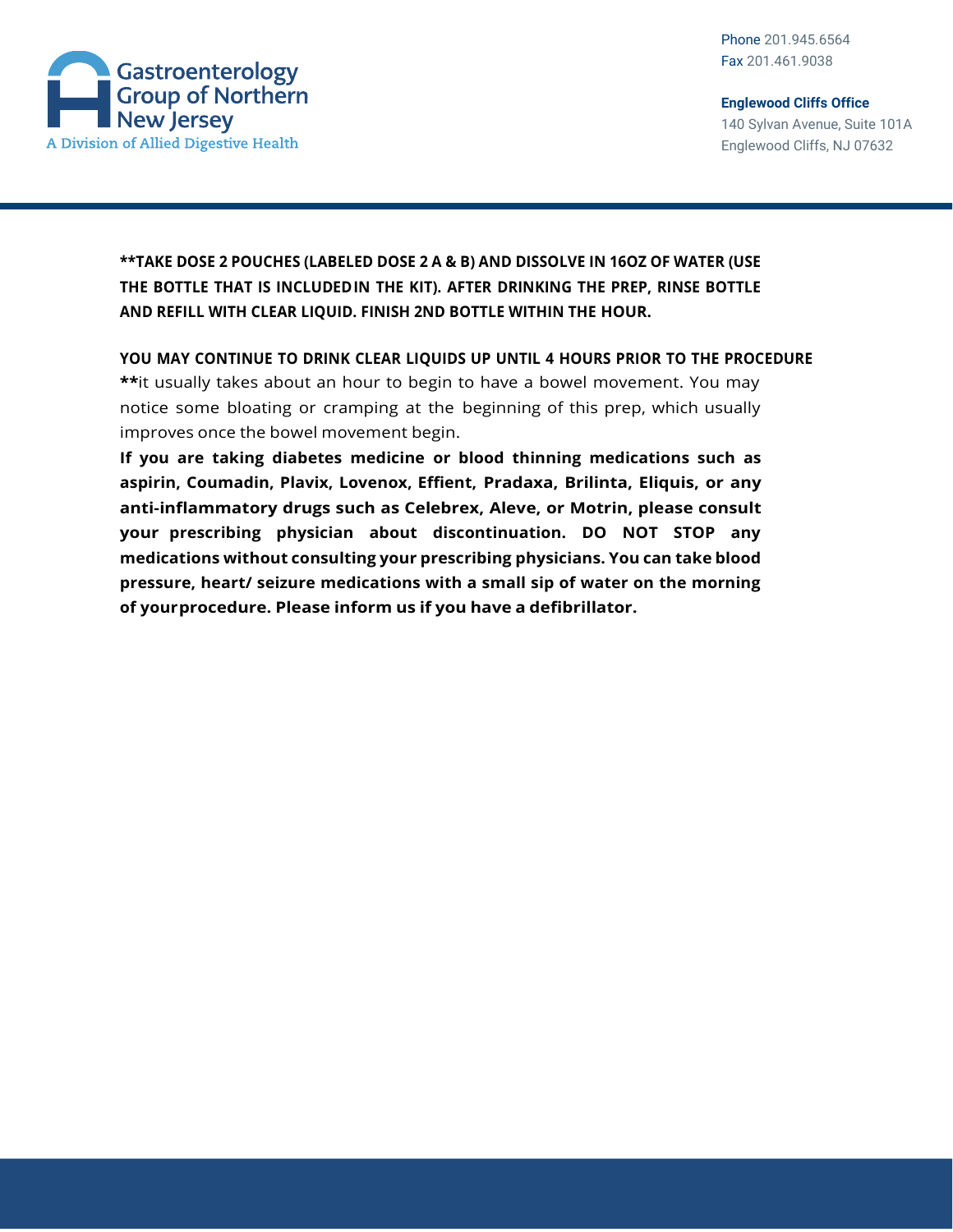**TAKE DOSE 2 POUCHES (LABELED DOSE 2 A & B) AND DISSOLVE IN 16OZ OF WATER (USE THE BOTTLE THAT IS INCLUDED IN THE KIT). AFTER DRINKING THE PREP, RINSE BOTTLE AND REFILL WITH CLEAR LIQUID. FINISH 2ND BOTTLE WITHIN THE HOUR.

YOU MAY CONTINUE TO DRINK CLEAR LIQUIDS UP UNTIL 4 HOURS PRIOR TO THE PROCEDURE

**it usually takes about an hour to begin to have a bowel movement. You may notice some bloating or cramping at the beginning of this prep, which usually improves once the bowel movement begin.

**If you are taking diabetes medicine or blood thinning medications such as aspirin, Coumadin, Plavix, Lovenox, Effient, Pradaxa, Brilinta, Eliquis, or any anti-inflammatory drugs such as Celebrex, Aleve, or Motrin, please consult your prescribing physician about discontinuation. DO NOT STOP any medications without consulting your prescribing physicians. You can take blood pressure, heart/ seizure medications with a small sip of water on the morning of your procedure. Please inform us if you have a defibrillator.**